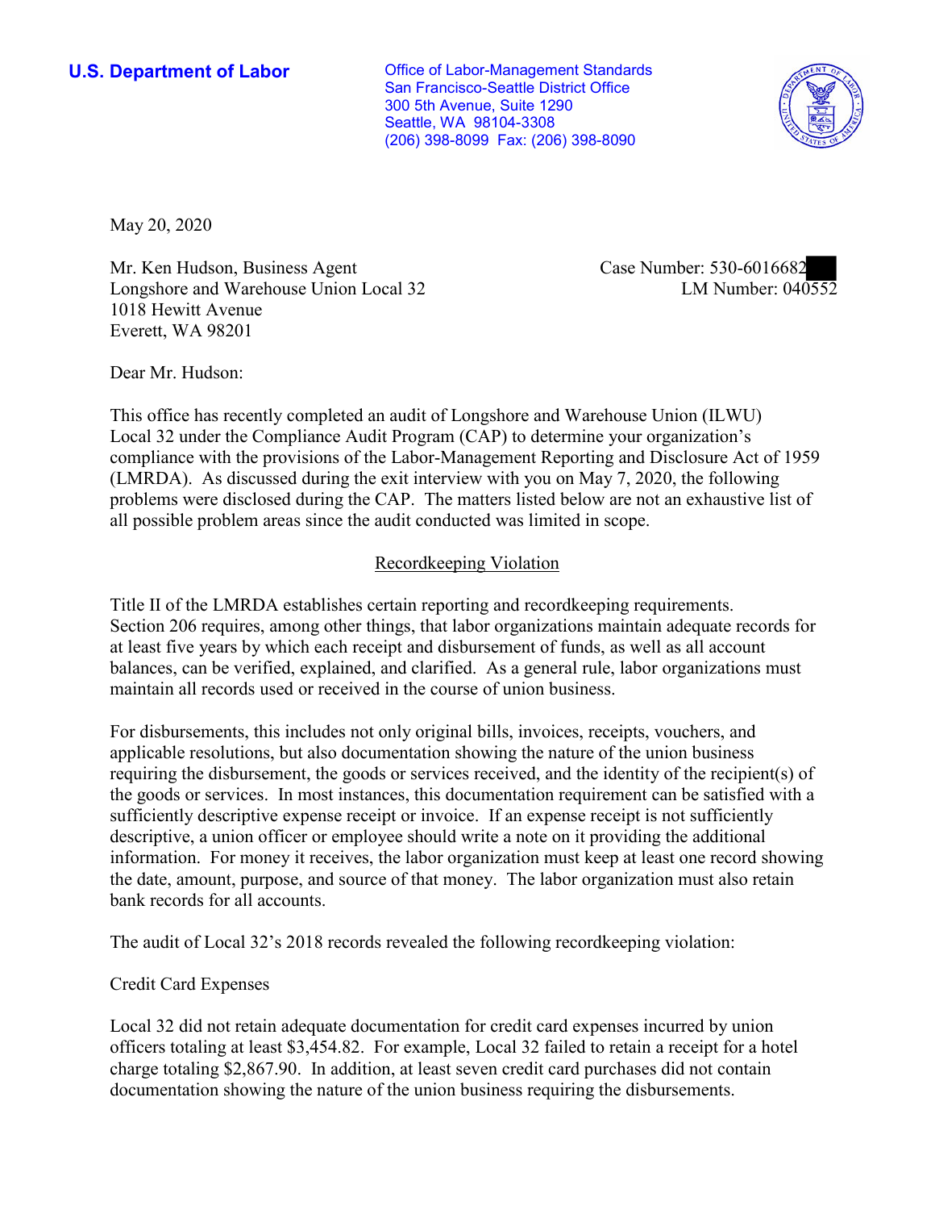**U.S. Department of Labor**

Office of Labor-Management Standards
San Francisco-Seattle District Office
300 5th Avenue, Suite 1290
Seattle, WA 98104-3308
(206) 398-8099 Fax: (206) 398-8090

May 20, 2020

Mr. Ken Hudson, Business Agent
Longshore and Warehouse Union Local 32
1018 Hewitt Avenue
Everett, WA 98201

Case Number: 530-6016682
LM Number: 040552

Dear Mr. Hudson:

This office has recently completed an audit of Longshore and Warehouse Union (ILWU) Local 32 under the Compliance Audit Program (CAP) to determine your organization's compliance with the provisions of the Labor-Management Reporting and Disclosure Act of 1959 (LMRDA). As discussed during the exit interview with you on May 7, 2020, the following problems were disclosed during the CAP. The matters listed below are not an exhaustive list of all possible problem areas since the audit conducted was limited in scope.

## Recordkeeping Violation

Title II of the LMRDA establishes certain reporting and recordkeeping requirements. Section 206 requires, among other things, that labor organizations maintain adequate records for at least five years by which each receipt and disbursement of funds, as well as all account balances, can be verified, explained, and clarified. As a general rule, labor organizations must maintain all records used or received in the course of union business.

For disbursements, this includes not only original bills, invoices, receipts, vouchers, and applicable resolutions, but also documentation showing the nature of the union business requiring the disbursement, the goods or services received, and the identity of the recipient(s) of the goods or services. In most instances, this documentation requirement can be satisfied with a sufficiently descriptive expense receipt or invoice. If an expense receipt is not sufficiently descriptive, a union officer or employee should write a note on it providing the additional information. For money it receives, the labor organization must keep at least one record showing the date, amount, purpose, and source of that money. The labor organization must also retain bank records for all accounts.

The audit of Local 32's 2018 records revealed the following recordkeeping violation:

Credit Card Expenses

Local 32 did not retain adequate documentation for credit card expenses incurred by union officers totaling at least $3,454.82. For example, Local 32 failed to retain a receipt for a hotel charge totaling $2,867.90. In addition, at least seven credit card purchases did not contain documentation showing the nature of the union business requiring the disbursements.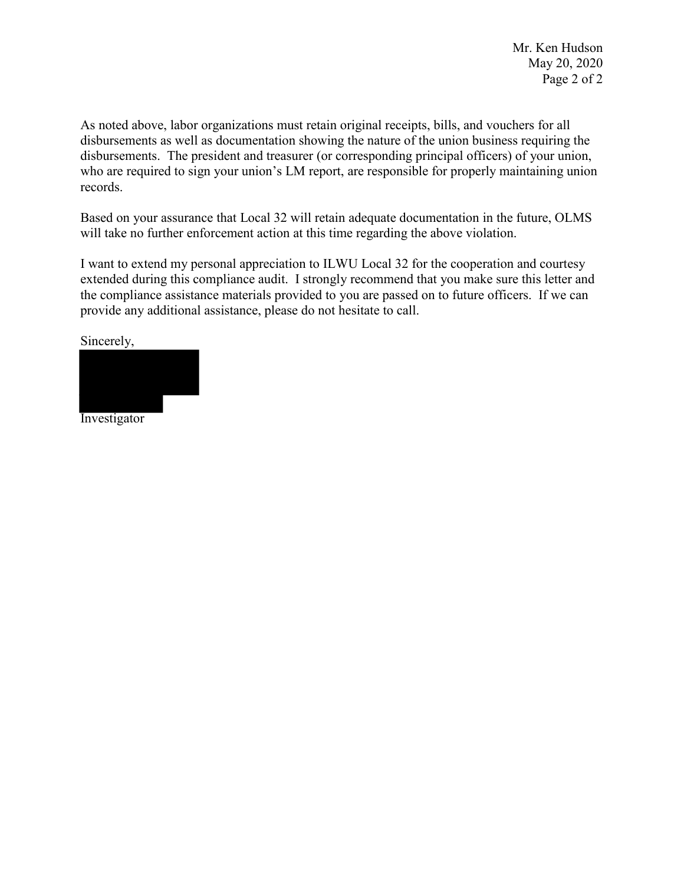As noted above, labor organizations must retain original receipts, bills, and vouchers for all disbursements as well as documentation showing the nature of the union business requiring the disbursements. The president and treasurer (or corresponding principal officers) of your union, who are required to sign your union's LM report, are responsible for properly maintaining union records.

Based on your assurance that Local 32 will retain adequate documentation in the future, OLMS will take no further enforcement action at this time regarding the above violation.

I want to extend my personal appreciation to ILWU Local 32 for the cooperation and courtesy extended during this compliance audit. I strongly recommend that you make sure this letter and the compliance assistance materials provided to you are passed on to future officers. If we can provide any additional assistance, please do not hesitate to call.

Sincerely,

Investigator